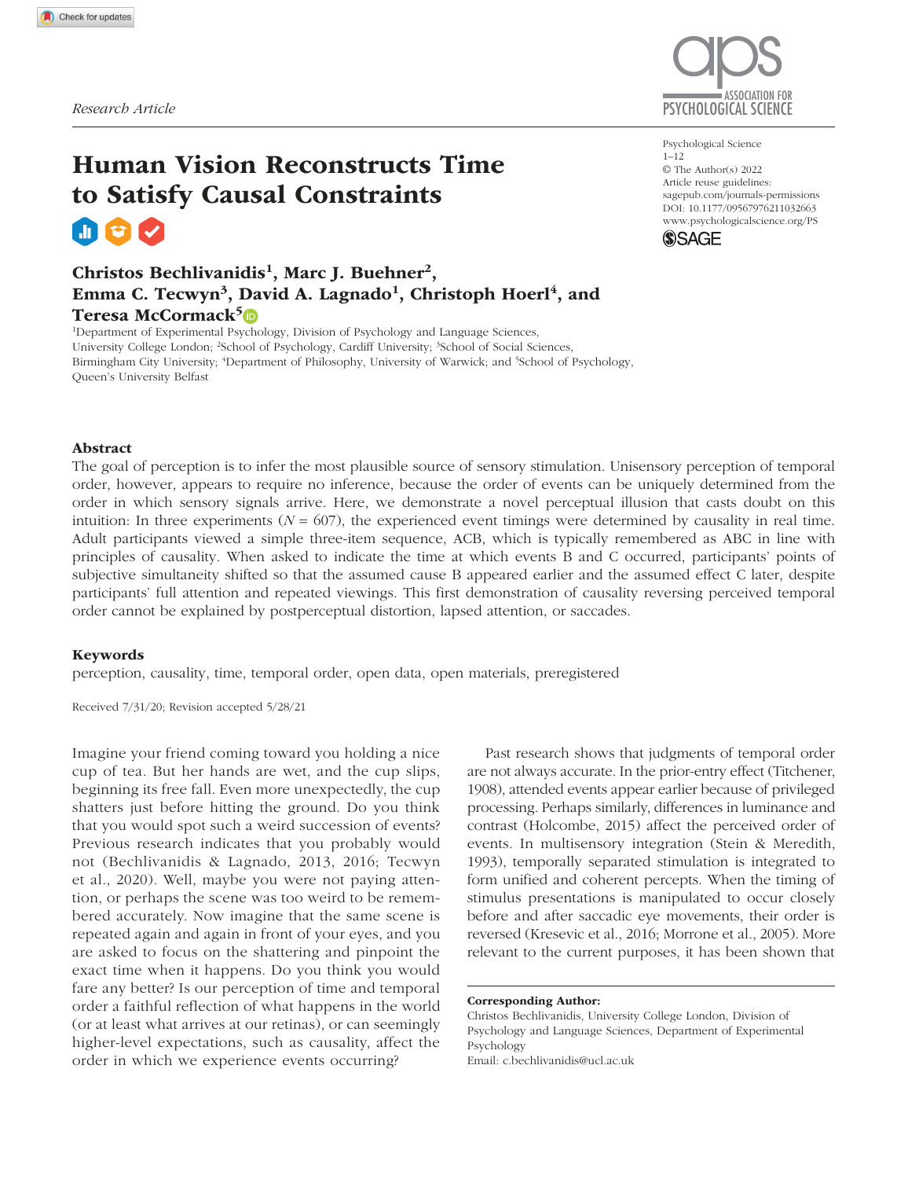*Research Article*

# Human Vision Reconstructs Time to Satisfy Causal Constraints

**Christos Bechlivanidis[1], Marc J. Buehner[2], Emma C. Tecwyn[3], David A. Lagnado[1], Christoph Hoerl[4], and Teresa McCormack[5]**

[1]Department of Experimental Psychology, Division of Psychology and Language Sciences, University College London; [2]School of Psychology, Cardiff University; [3]School of Social Sciences, Birmingham City University; [4]Department of Philosophy, University of Warwick; and [5]School of Psychology, Queen's University Belfast

Psychological Science
1–12
© The Author(s) 2022
Article reuse guidelines: sagepub.com/journals-permissions
DOI: 10.1177/09567976211032663
www.psychologicalscience.org/PS

## Abstract

The goal of perception is to infer the most plausible source of sensory stimulation. Unisensory perception of temporal order, however, appears to require no inference, because the order of events can be uniquely determined from the order in which sensory signals arrive. Here, we demonstrate a novel perceptual illusion that casts doubt on this intuition: In three experiments ($N$ = 607), the experienced event timings were determined by causality in real time. Adult participants viewed a simple three-item sequence, ACB, which is typically remembered as ABC in line with principles of causality. When asked to indicate the time at which events B and C occurred, participants' points of subjective simultaneity shifted so that the assumed cause B appeared earlier and the assumed effect C later, despite participants' full attention and repeated viewings. This first demonstration of causality reversing perceived temporal order cannot be explained by postperceptual distortion, lapsed attention, or saccades.

### Keywords

perception, causality, time, temporal order, open data, open materials, preregistered

Received 7/31/20; Revision accepted 5/28/21

Imagine your friend coming toward you holding a nice cup of tea. But her hands are wet, and the cup slips, beginning its free fall. Even more unexpectedly, the cup shatters just before hitting the ground. Do you think that you would spot such a weird succession of events? Previous research indicates that you probably would not (Bechlivanidis & Lagnado, 2013, 2016; Tecwyn et al., 2020). Well, maybe you were not paying attention, or perhaps the scene was too weird to be remembered accurately. Now imagine that the same scene is repeated again and again in front of your eyes, and you are asked to focus on the shattering and pinpoint the exact time when it happens. Do you think you would fare any better? Is our perception of time and temporal order a faithful reflection of what happens in the world (or at least what arrives at our retinas), or can seemingly higher-level expectations, such as causality, affect the order in which we experience events occurring?

Past research shows that judgments of temporal order are not always accurate. In the prior-entry effect (Titchener, 1908), attended events appear earlier because of privileged processing. Perhaps similarly, differences in luminance and contrast (Holcombe, 2015) affect the perceived order of events. In multisensory integration (Stein & Meredith, 1993), temporally separated stimulation is integrated to form unified and coherent percepts. When the timing of stimulus presentations is manipulated to occur closely before and after saccadic eye movements, their order is reversed (Kresevic et al., 2016; Morrone et al., 2005). More relevant to the current purposes, it has been shown that

**Corresponding Author:**
Christos Bechlivanidis, University College London, Division of Psychology and Language Sciences, Department of Experimental Psychology
Email: c.bechlivanidis@ucl.ac.uk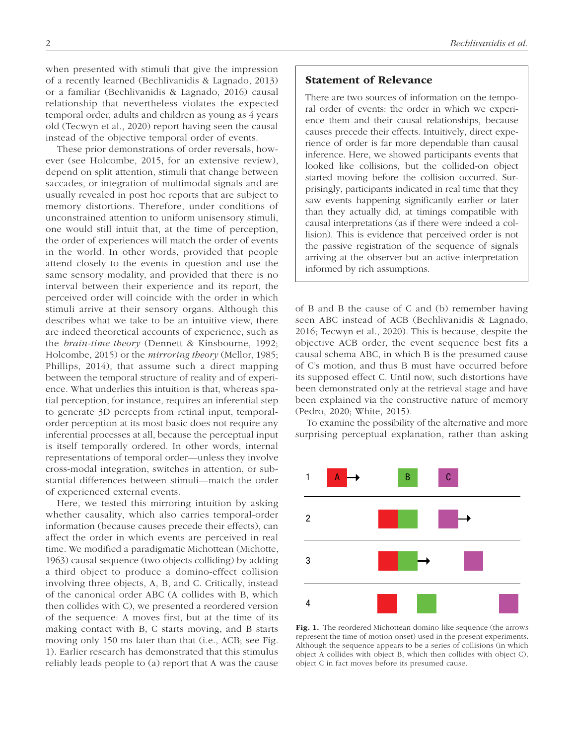when presented with stimuli that give the impression of a recently learned (Bechlivanidis & Lagnado, 2013) or a familiar (Bechlivanidis & Lagnado, 2016) causal relationship that nevertheless violates the expected temporal order, adults and children as young as 4 years old (Tecwyn et al., 2020) report having seen the causal instead of the objective temporal order of events.

These prior demonstrations of order reversals, however (see Holcombe, 2015, for an extensive review), depend on split attention, stimuli that change between saccades, or integration of multimodal signals and are usually revealed in post hoc reports that are subject to memory distortions. Therefore, under conditions of unconstrained attention to uniform unisensory stimuli, one would still intuit that, at the time of perception, the order of experiences will match the order of events in the world. In other words, provided that people attend closely to the events in question and use the same sensory modality, and provided that there is no interval between their experience and its report, the perceived order will coincide with the order in which stimuli arrive at their sensory organs. Although this describes what we take to be an intuitive view, there are indeed theoretical accounts of experience, such as the *brain-time theory* (Dennett & Kinsbourne, 1992; Holcombe, 2015) or the *mirroring theory* (Mellor, 1985; Phillips, 2014), that assume such a direct mapping between the temporal structure of reality and of experience. What underlies this intuition is that, whereas spatial perception, for instance, requires an inferential step to generate 3D percepts from retinal input, temporal-order perception at its most basic does not require any inferential processes at all, because the perceptual input is itself temporally ordered. In other words, internal representations of temporal order—unless they involve cross-modal integration, switches in attention, or substantial differences between stimuli—match the order of experienced external events.

Here, we tested this mirroring intuition by asking whether causality, which also carries temporal-order information (because causes precede their effects), can affect the order in which events are perceived in real time. We modified a paradigmatic Michottean (Michotte, 1963) causal sequence (two objects colliding) by adding a third object to produce a domino-effect collision involving three objects, A, B, and C. Critically, instead of the canonical order ABC (A collides with B, which then collides with C), we presented a reordered version of the sequence: A moves first, but at the time of its making contact with B, C starts moving, and B starts moving only 150 ms later than that (i.e., ACB; see Fig. 1). Earlier research has demonstrated that this stimulus reliably leads people to (a) report that A was the cause of B and B the cause of C and (b) remember having seen ABC instead of ACB (Bechlivanidis & Lagnado, 2016; Tecwyn et al., 2020). This is because, despite the objective ACB order, the event sequence best fits a causal schema ABC, in which B is the presumed cause of C's motion, and thus B must have occurred before its supposed effect C. Until now, such distortions have been demonstrated only at the retrieval stage and have been explained via the constructive nature of memory (Pedro, 2020; White, 2015).

To examine the possibility of the alternative and more surprising perceptual explanation, rather than asking

## Statement of Relevance

There are two sources of information on the temporal order of events: the order in which we experience them and their causal relationships, because causes precede their effects. Intuitively, direct experience of order is far more dependable than causal inference. Here, we showed participants events that looked like collisions, but the collided-on object started moving before the collision occurred. Surprisingly, participants indicated in real time that they saw events happening significantly earlier or later than they actually did, at timings compatible with causal interpretations (as if there were indeed a collision). This is evidence that perceived order is not the passive registration of the sequence of signals arriving at the observer but an active interpretation informed by rich assumptions.

**Fig. 1.** The reordered Michottean domino-like sequence (the arrows represent the time of motion onset) used in the present experiments. Although the sequence appears to be a series of collisions (in which object A collides with object B, which then collides with object C), object C in fact moves before its presumed cause.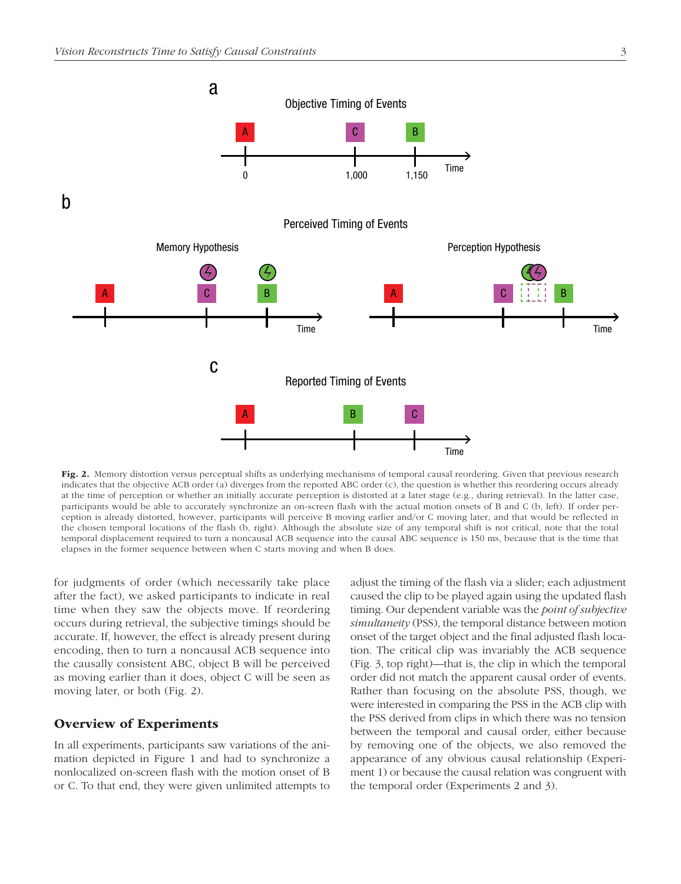**Fig. 2.** Memory distortion versus perceptual shifts as underlying mechanisms of temporal causal reordering. Given that previous research indicates that the objective ACB order (a) diverges from the reported ABC order (c), the question is whether this reordering occurs already at the time of perception or whether an initially accurate perception is distorted at a later stage (e.g., during retrieval). In the latter case, participants would be able to accurately synchronize an on-screen flash with the actual motion onsets of B and C (b, left). If order perception is already distorted, however, participants will perceive B moving earlier and/or C moving later, and that would be reflected in the chosen temporal locations of the flash (b, right). Although the absolute size of any temporal shift is not critical, note that the total temporal displacement required to turn a noncausal ACB sequence into the causal ABC sequence is 150 ms, because that is the time that elapses in the former sequence between when C starts moving and when B does.

for judgments of order (which necessarily take place after the fact), we asked participants to indicate in real time when they saw the objects move. If reordering occurs during retrieval, the subjective timings should be accurate. If, however, the effect is already present during encoding, then to turn a noncausal ACB sequence into the causally consistent ABC, object B will be perceived as moving earlier than it does, object C will be seen as moving later, or both (Fig. 2).

## Overview of Experiments

In all experiments, participants saw variations of the animation depicted in Figure 1 and had to synchronize a nonlocalized on-screen flash with the motion onset of B or C. To that end, they were given unlimited attempts to adjust the timing of the flash via a slider; each adjustment caused the clip to be played again using the updated flash timing. Our dependent variable was the *point of subjective simultaneity* (PSS), the temporal distance between motion onset of the target object and the final adjusted flash location. The critical clip was invariably the ACB sequence (Fig. 3, top right)—that is, the clip in which the temporal order did not match the apparent causal order of events. Rather than focusing on the absolute PSS, though, we were interested in comparing the PSS in the ACB clip with the PSS derived from clips in which there was no tension between the temporal and causal order, either because by removing one of the objects, we also removed the appearance of any obvious causal relationship (Experiment 1) or because the causal relation was congruent with the temporal order (Experiments 2 and 3).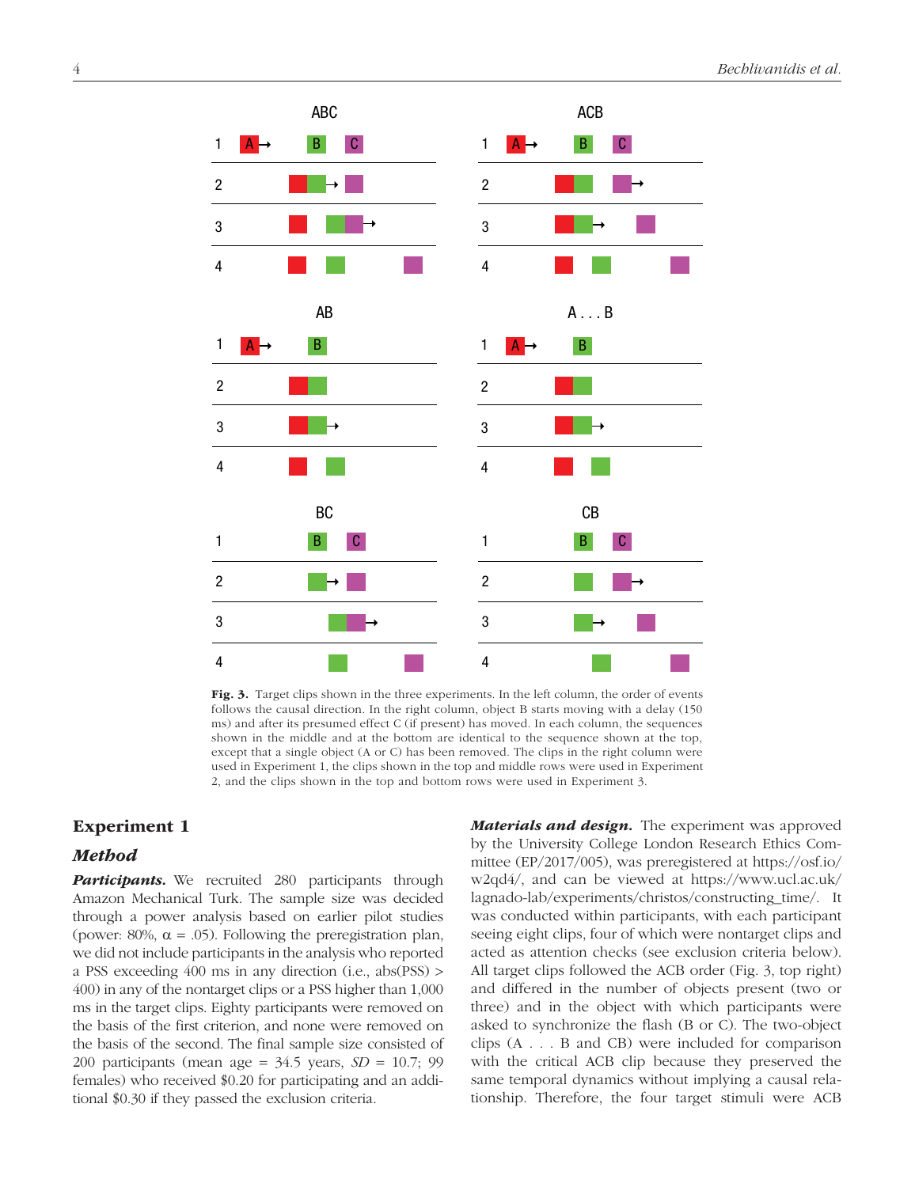**Fig. 3.** Target clips shown in the three experiments. In the left column, the order of events follows the causal direction. In the right column, object B starts moving with a delay (150 ms) and after its presumed effect C (if present) has moved. In each column, the sequences shown in the middle and at the bottom are identical to the sequence shown at the top, except that a single object (A or C) has been removed. The clips in the right column were used in Experiment 1, the clips shown in the top and middle rows were used in Experiment 2, and the clips shown in the top and bottom rows were used in Experiment 3.

## Experiment 1

### Method

***Participants.*** We recruited 280 participants through Amazon Mechanical Turk. The sample size was decided through a power analysis based on earlier pilot studies (power: 80%, $\alpha$ = .05). Following the preregistration plan, we did not include participants in the analysis who reported a PSS exceeding 400 ms in any direction (i.e., abs(PSS) > 400) in any of the nontarget clips or a PSS higher than 1,000 ms in the target clips. Eighty participants were removed on the basis of the first criterion, and none were removed on the basis of the second. The final sample size consisted of 200 participants (mean age = 34.5 years, *SD* = 10.7; 99 females) who received $0.20 for participating and an additional $0.30 if they passed the exclusion criteria.

***Materials and design.*** The experiment was approved by the University College London Research Ethics Committee (EP/2017/005), was preregistered at https://osf.io/w2qd4/, and can be viewed at https://www.ucl.ac.uk/lagnado-lab/experiments/christos/constructing_time/. It was conducted within participants, with each participant seeing eight clips, four of which were nontarget clips and acted as attention checks (see exclusion criteria below). All target clips followed the ACB order (Fig. 3, top right) and differed in the number of objects present (two or three) and in the object with which participants were asked to synchronize the flash (B or C). The two-object clips (A . . . B and CB) were included for comparison with the critical ACB clip because they preserved the same temporal dynamics without implying a causal relationship. Therefore, the four target stimuli were ACB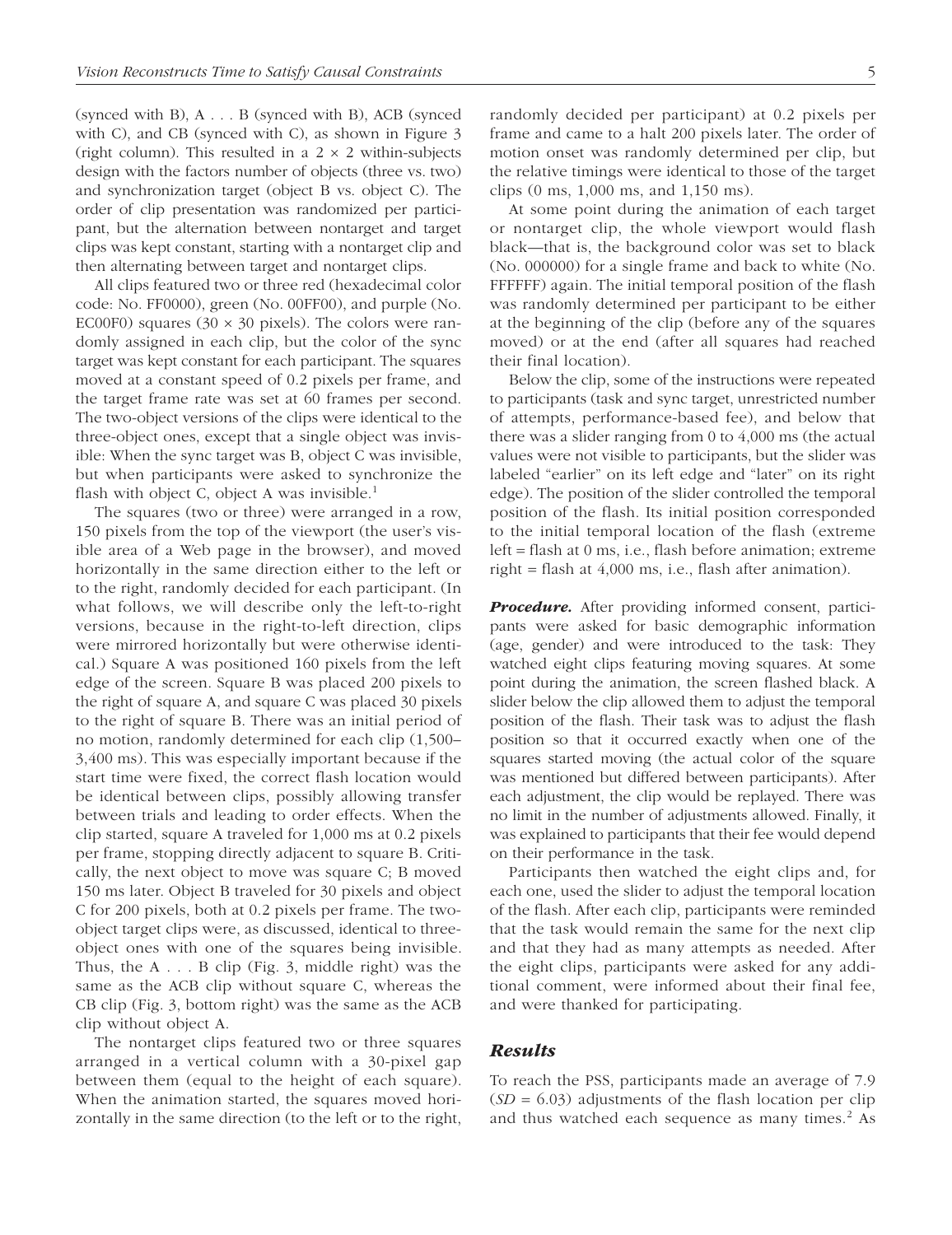(synced with B), A . . . B (synced with B), ACB (synced with C), and CB (synced with C), as shown in Figure 3 (right column). This resulted in a 2 × 2 within-subjects design with the factors number of objects (three vs. two) and synchronization target (object B vs. object C). The order of clip presentation was randomized per participant, but the alternation between nontarget and target clips was kept constant, starting with a nontarget clip and then alternating between target and nontarget clips.

All clips featured two or three red (hexadecimal color code: No. FF0000), green (No. 00FF00), and purple (No. EC00F0) squares (30 × 30 pixels). The colors were randomly assigned in each clip, but the color of the sync target was kept constant for each participant. The squares moved at a constant speed of 0.2 pixels per frame, and the target frame rate was set at 60 frames per second. The two-object versions of the clips were identical to the three-object ones, except that a single object was invisible: When the sync target was B, object C was invisible, but when participants were asked to synchronize the flash with object C, object A was invisible.[1]

The squares (two or three) were arranged in a row, 150 pixels from the top of the viewport (the user's visible area of a Web page in the browser), and moved horizontally in the same direction either to the left or to the right, randomly decided for each participant. (In what follows, we will describe only the left-to-right versions, because in the right-to-left direction, clips were mirrored horizontally but were otherwise identical.) Square A was positioned 160 pixels from the left edge of the screen. Square B was placed 200 pixels to the right of square A, and square C was placed 30 pixels to the right of square B. There was an initial period of no motion, randomly determined for each clip (1,500–3,400 ms). This was especially important because if the start time were fixed, the correct flash location would be identical between clips, possibly allowing transfer between trials and leading to order effects. When the clip started, square A traveled for 1,000 ms at 0.2 pixels per frame, stopping directly adjacent to square B. Critically, the next object to move was square C; B moved 150 ms later. Object B traveled for 30 pixels and object C for 200 pixels, both at 0.2 pixels per frame. The two-object target clips were, as discussed, identical to three-object ones with one of the squares being invisible. Thus, the A . . . B clip (Fig. 3, middle right) was the same as the ACB clip without square C, whereas the CB clip (Fig. 3, bottom right) was the same as the ACB clip without object A.

The nontarget clips featured two or three squares arranged in a vertical column with a 30-pixel gap between them (equal to the height of each square). When the animation started, the squares moved horizontally in the same direction (to the left or to the right, randomly decided per participant) at 0.2 pixels per frame and came to a halt 200 pixels later. The order of motion onset was randomly determined per clip, but the relative timings were identical to those of the target clips (0 ms, 1,000 ms, and 1,150 ms).

At some point during the animation of each target or nontarget clip, the whole viewport would flash black—that is, the background color was set to black (No. 000000) for a single frame and back to white (No. FFFFFF) again. The initial temporal position of the flash was randomly determined per participant to be either at the beginning of the clip (before any of the squares moved) or at the end (after all squares had reached their final location).

Below the clip, some of the instructions were repeated to participants (task and sync target, unrestricted number of attempts, performance-based fee), and below that there was a slider ranging from 0 to 4,000 ms (the actual values were not visible to participants, but the slider was labeled "earlier" on its left edge and "later" on its right edge). The position of the slider controlled the temporal position of the flash. Its initial position corresponded to the initial temporal location of the flash (extreme left = flash at 0 ms, i.e., flash before animation; extreme right = flash at 4,000 ms, i.e., flash after animation).

***Procedure.*** After providing informed consent, participants were asked for basic demographic information (age, gender) and were introduced to the task: They watched eight clips featuring moving squares. At some point during the animation, the screen flashed black. A slider below the clip allowed them to adjust the temporal position of the flash. Their task was to adjust the flash position so that it occurred exactly when one of the squares started moving (the actual color of the square was mentioned but differed between participants). After each adjustment, the clip would be replayed. There was no limit in the number of adjustments allowed. Finally, it was explained to participants that their fee would depend on their performance in the task.

Participants then watched the eight clips and, for each one, used the slider to adjust the temporal location of the flash. After each clip, participants were reminded that the task would remain the same for the next clip and that they had as many attempts as needed. After the eight clips, participants were asked for any additional comment, were informed about their final fee, and were thanked for participating.

## Results

To reach the PSS, participants made an average of 7.9 ($SD$ = 6.03) adjustments of the flash location per clip and thus watched each sequence as many times.[2] As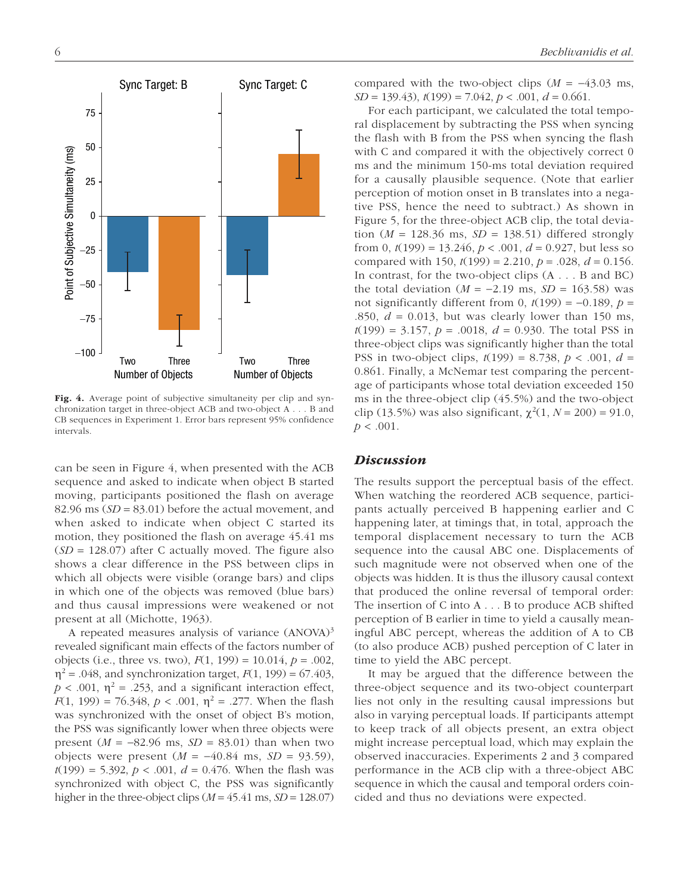Fig. 4. Average point of subjective simultaneity per clip and synchronization target in three-object ACB and two-object A . . . B and CB sequences in Experiment 1. Error bars represent 95% confidence intervals.

can be seen in Figure 4, when presented with the ACB sequence and asked to indicate when object B started moving, participants positioned the flash on average 82.96 ms ($SD$ = 83.01) before the actual movement, and when asked to indicate when object C started its motion, they positioned the flash on average 45.41 ms ($SD$ = 128.07) after C actually moved. The figure also shows a clear difference in the PSS between clips in which all objects were visible (orange bars) and clips in which one of the objects was removed (blue bars) and thus causal impressions were weakened or not present at all (Michotte, 1963).

A repeated measures analysis of variance (ANOVA)[3] revealed significant main effects of the factors number of objects (i.e., three vs. two), $F(1, 199) = 10.014$, $p = .002$, $\eta^2 = .048$, and synchronization target, $F(1, 199) = 67.403$, $p < .001$, $\eta^2 = .253$, and a significant interaction effect, $F(1, 199) = 76.348$, $p < .001$, $\eta^2 = .277$. When the flash was synchronized with the onset of object B's motion, the PSS was significantly lower when three objects were present ($M$ = −82.96 ms, $SD$ = 83.01) than when two objects were present ($M$ = −40.84 ms, $SD$ = 93.59), $t(199) = 5.392$, $p < .001$, $d = 0.476$. When the flash was synchronized with object C, the PSS was significantly higher in the three-object clips ($M$ = 45.41 ms, $SD$ = 128.07) compared with the two-object clips ($M$ = −43.03 ms, $SD$ = 139.43), $t(199) = 7.042$, $p < .001$, $d = 0.661$.

For each participant, we calculated the total temporal displacement by subtracting the PSS when syncing the flash with B from the PSS when syncing the flash with C and compared it with the objectively correct 0 ms and the minimum 150-ms total deviation required for a causally plausible sequence. (Note that earlier perception of motion onset in B translates into a negative PSS, hence the need to subtract.) As shown in Figure 5, for the three-object ACB clip, the total deviation ($M$ = 128.36 ms, $SD$ = 138.51) differed strongly from 0, $t(199) = 13.246$, $p < .001$, $d = 0.927$, but less so compared with 150, $t(199) = 2.210$, $p = .028$, $d = 0.156$. In contrast, for the two-object clips (A . . . B and BC) the total deviation ($M$ = −2.19 ms, $SD$ = 163.58) was not significantly different from 0, $t(199) = -0.189$, $p = .850$, $d = 0.013$, but was clearly lower than 150 ms, $t(199) = 3.157$, $p = .0018$, $d = 0.930$. The total PSS in three-object clips was significantly higher than the total PSS in two-object clips, $t(199) = 8.738$, $p < .001$, $d = 0.861$. Finally, a McNemar test comparing the percentage of participants whose total deviation exceeded 150 ms in the three-object clip (45.5%) and the two-object clip (13.5%) was also significant, $\chi^2(1, N = 200) = 91.0$, $p < .001$.

## *Discussion*

The results support the perceptual basis of the effect. When watching the reordered ACB sequence, participants actually perceived B happening earlier and C happening later, at timings that, in total, approach the temporal displacement necessary to turn the ACB sequence into the causal ABC one. Displacements of such magnitude were not observed when one of the objects was hidden. It is thus the illusory causal context that produced the online reversal of temporal order: The insertion of C into A . . . B to produce ACB shifted perception of B earlier in time to yield a causally meaningful ABC percept, whereas the addition of A to CB (to also produce ACB) pushed perception of C later in time to yield the ABC percept.

It may be argued that the difference between the three-object sequence and its two-object counterpart lies not only in the resulting causal impressions but also in varying perceptual loads. If participants attempt to keep track of all objects present, an extra object might increase perceptual load, which may explain the observed inaccuracies. Experiments 2 and 3 compared performance in the ACB clip with a three-object ABC sequence in which the causal and temporal orders coincided and thus no deviations were expected.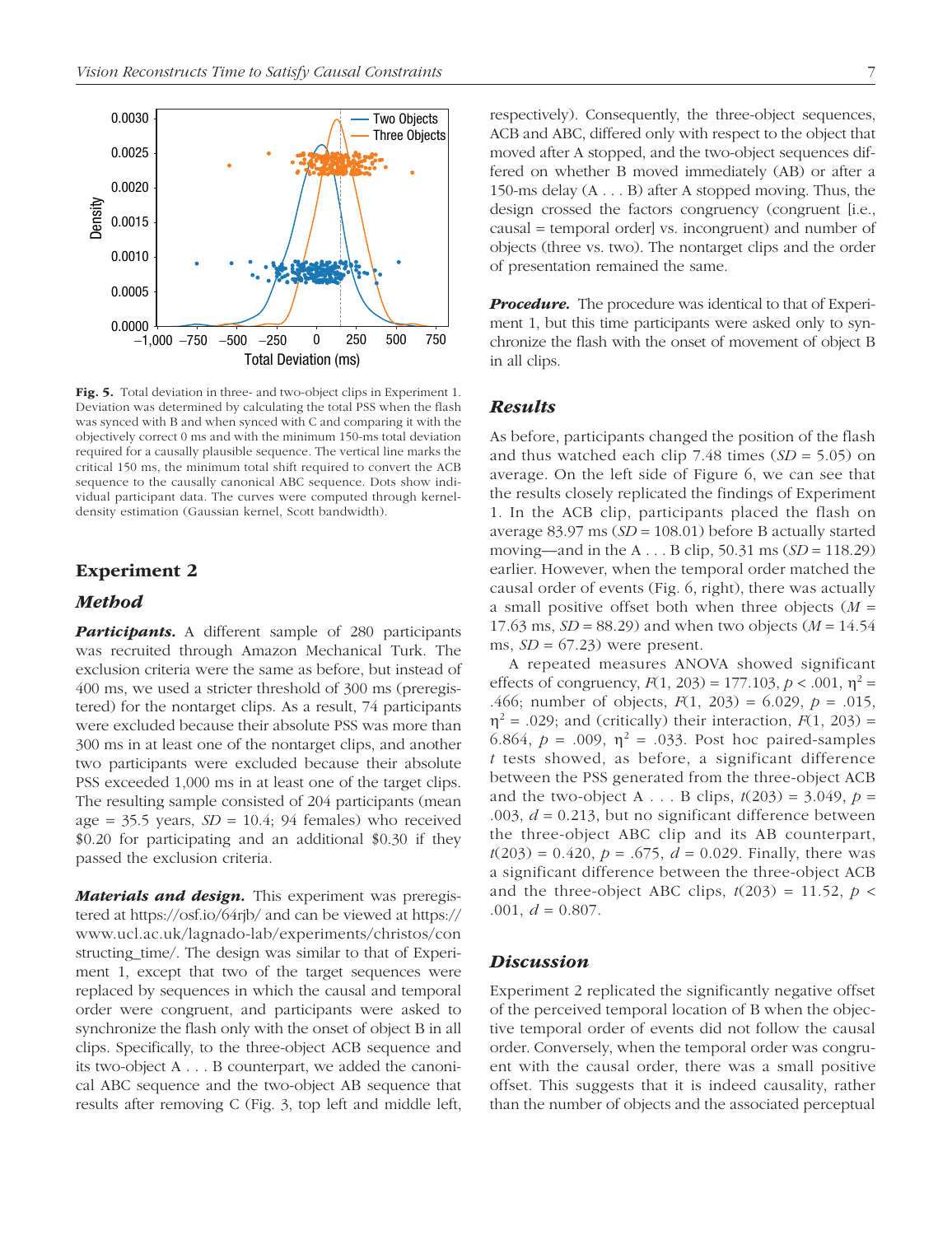Fig. 5. Total deviation in three- and two-object clips in Experiment 1. Deviation was determined by calculating the total PSS when the flash was synced with B and when synced with C and comparing it with the objectively correct 0 ms and with the minimum 150-ms total deviation required for a causally plausible sequence. The vertical line marks the critical 150 ms, the minimum total shift required to convert the ACB sequence to the causally canonical ABC sequence. Dots show individual participant data. The curves were computed through kernel-density estimation (Gaussian kernel, Scott bandwidth).

## Experiment 2

### Method

***Participants.*** A different sample of 280 participants was recruited through Amazon Mechanical Turk. The exclusion criteria were the same as before, but instead of 400 ms, we used a stricter threshold of 300 ms (preregistered) for the nontarget clips. As a result, 74 participants were excluded because their absolute PSS was more than 300 ms in at least one of the nontarget clips, and another two participants were excluded because their absolute PSS exceeded 1,000 ms in at least one of the target clips. The resulting sample consisted of 204 participants (mean age = 35.5 years, *SD* = 10.4; 94 females) who received \$0.20 for participating and an additional \$0.30 if they passed the exclusion criteria.

***Materials and design.*** This experiment was preregistered at https://osf.io/64rjb/ and can be viewed at https://www.ucl.ac.uk/lagnado-lab/experiments/christos/constructing_time/. The design was similar to that of Experiment 1, except that two of the target sequences were replaced by sequences in which the causal and temporal order were congruent, and participants were asked to synchronize the flash only with the onset of object B in all clips. Specifically, to the three-object ACB sequence and its two-object A . . . B counterpart, we added the canonical ABC sequence and the two-object AB sequence that results after removing C (Fig. 3, top left and middle left, respectively). Consequently, the three-object sequences, ACB and ABC, differed only with respect to the object that moved after A stopped, and the two-object sequences differed on whether B moved immediately (AB) or after a 150-ms delay (A . . . B) after A stopped moving. Thus, the design crossed the factors congruency (congruent [i.e., causal = temporal order] vs. incongruent) and number of objects (three vs. two). The nontarget clips and the order of presentation remained the same.

***Procedure.*** The procedure was identical to that of Experiment 1, but this time participants were asked only to synchronize the flash with the onset of movement of object B in all clips.

### Results

As before, participants changed the position of the flash and thus watched each clip 7.48 times (*SD* = 5.05) on average. On the left side of Figure 6, we can see that the results closely replicated the findings of Experiment 1. In the ACB clip, participants placed the flash on average 83.97 ms (*SD* = 108.01) before B actually started moving—and in the A . . . B clip, 50.31 ms (*SD* = 118.29) earlier. However, when the temporal order matched the causal order of events (Fig. 6, right), there was actually a small positive offset both when three objects (*M* = 17.63 ms, *SD* = 88.29) and when two objects (*M* = 14.54 ms, *SD* = 67.23) were present.

A repeated measures ANOVA showed significant effects of congruency, $F(1, 203) = 177.103$, $p < .001$, $\eta^2 = .466$; number of objects, $F(1, 203) = 6.029$, $p = .015$, $\eta^2 = .029$; and (critically) their interaction, $F(1, 203) = 6.864$, $p = .009$, $\eta^2 = .033$. Post hoc paired-samples *t* tests showed, as before, a significant difference between the PSS generated from the three-object ACB and the two-object A . . . B clips, $t(203) = 3.049$, $p = .003$, $d = 0.213$, but no significant difference between the three-object ABC clip and its AB counterpart, $t(203) = 0.420$, $p = .675$, $d = 0.029$. Finally, there was a significant difference between the three-object ACB and the three-object ABC clips, $t(203) = 11.52$, $p < .001$, $d = 0.807$.

### Discussion

Experiment 2 replicated the significantly negative offset of the perceived temporal location of B when the objective temporal order of events did not follow the causal order. Conversely, when the temporal order was congruent with the causal order, there was a small positive offset. This suggests that it is indeed causality, rather than the number of objects and the associated perceptual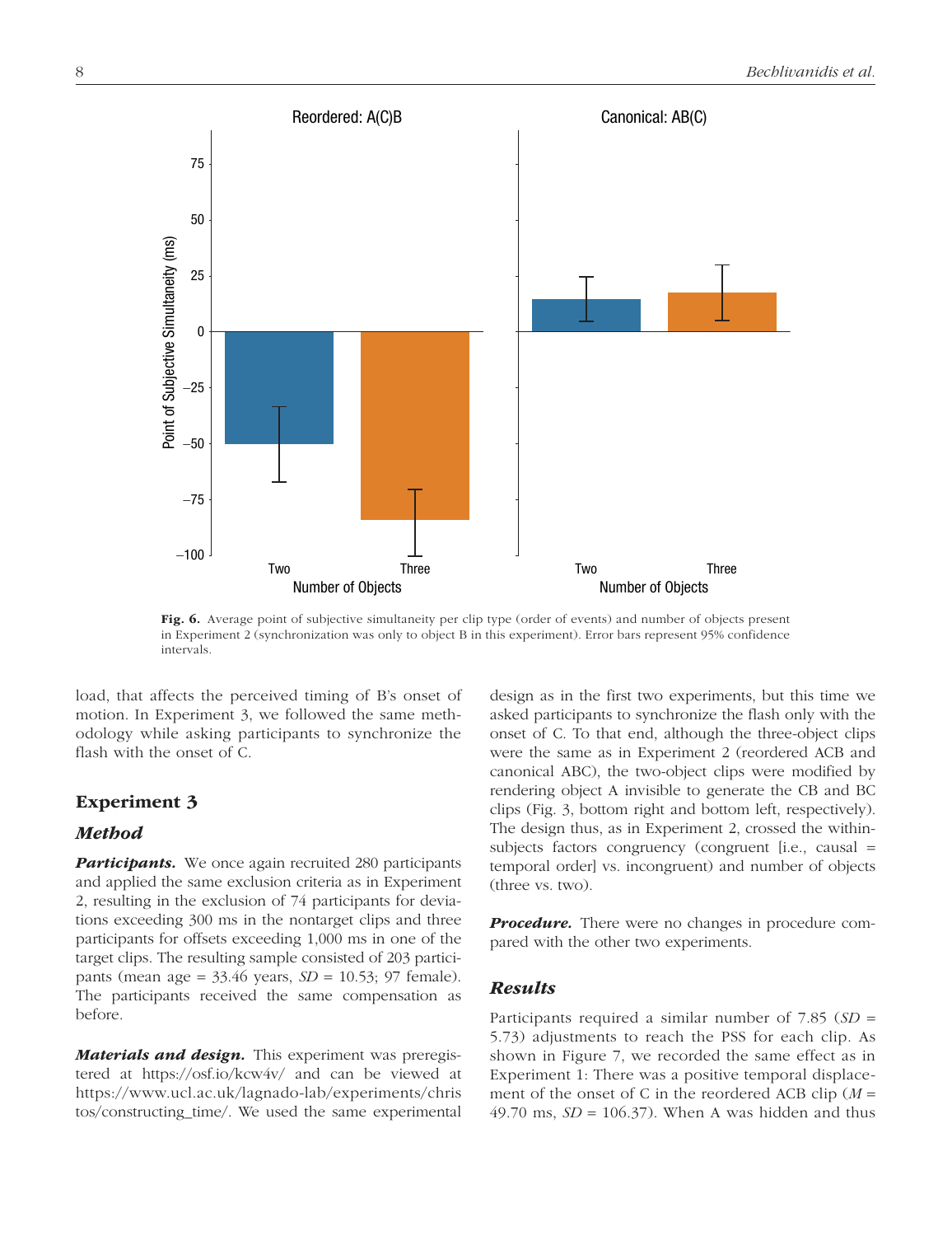Fig. 6. Average point of subjective simultaneity per clip type (order of events) and number of objects present in Experiment 2 (synchronization was only to object B in this experiment). Error bars represent 95% confidence intervals.

load, that affects the perceived timing of B's onset of motion. In Experiment 3, we followed the same methodology while asking participants to synchronize the flash with the onset of C.

## Experiment 3

### *Method*

***Participants.*** We once again recruited 280 participants and applied the same exclusion criteria as in Experiment 2, resulting in the exclusion of 74 participants for deviations exceeding 300 ms in the nontarget clips and three participants for offsets exceeding 1,000 ms in one of the target clips. The resulting sample consisted of 203 participants (mean age = 33.46 years, *SD* = 10.53; 97 female). The participants received the same compensation as before.

***Materials and design.*** This experiment was preregistered at https://osf.io/kcw4v/ and can be viewed at https://www.ucl.ac.uk/lagnado-lab/experiments/christos/constructing_time/. We used the same experimental design as in the first two experiments, but this time we asked participants to synchronize the flash only with the onset of C. To that end, although the three-object clips were the same as in Experiment 2 (reordered ACB and canonical ABC), the two-object clips were modified by rendering object A invisible to generate the CB and BC clips (Fig. 3, bottom right and bottom left, respectively). The design thus, as in Experiment 2, crossed the within-subjects factors congruency (congruent [i.e., causal = temporal order] vs. incongruent) and number of objects (three vs. two).

***Procedure.*** There were no changes in procedure compared with the other two experiments.

### *Results*

Participants required a similar number of 7.85 (*SD* = 5.73) adjustments to reach the PSS for each clip. As shown in Figure 7, we recorded the same effect as in Experiment 1: There was a positive temporal displacement of the onset of C in the reordered ACB clip (*M* = 49.70 ms, *SD* = 106.37). When A was hidden and thus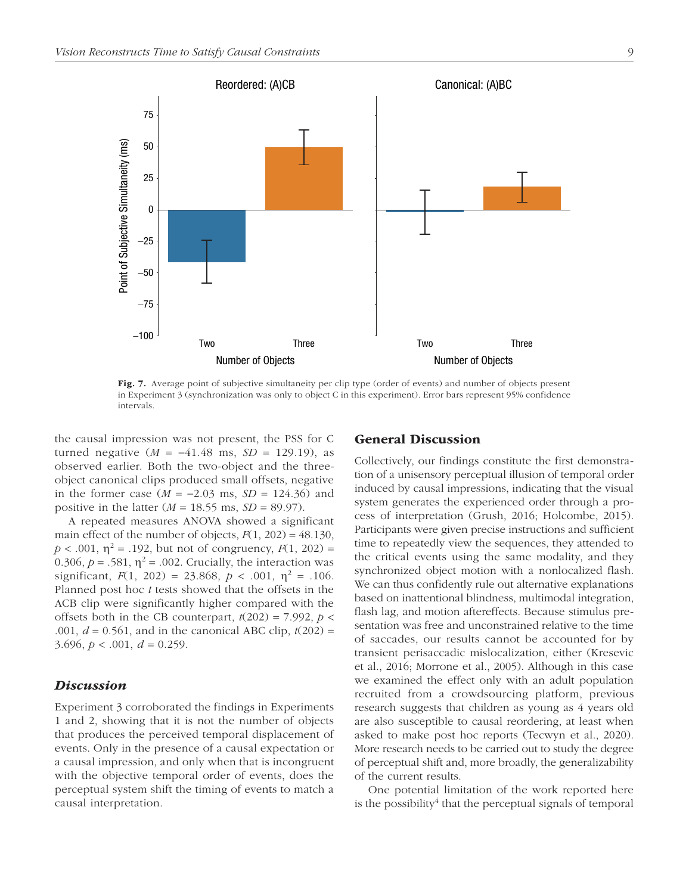Fig. 7. Average point of subjective simultaneity per clip type (order of events) and number of objects present in Experiment 3 (synchronization was only to object C in this experiment). Error bars represent 95% confidence intervals.

the causal impression was not present, the PSS for C turned negative ($M$ = −41.48 ms, $SD$ = 129.19), as observed earlier. Both the two-object and the three-object canonical clips produced small offsets, negative in the former case ($M$ = −2.03 ms, $SD$ = 124.36) and positive in the latter ($M$ = 18.55 ms, $SD$ = 89.97).

A repeated measures ANOVA showed a significant main effect of the number of objects, $F(1, 202) = 48.130$, $p < .001$, $\eta^2 = .192$, but not of congruency, $F(1, 202) = 0.306$, $p = .581$, $\eta^2 = .002$. Crucially, the interaction was significant, $F(1, 202) = 23.868$, $p < .001$, $\eta^2 = .106$. Planned post hoc $t$ tests showed that the offsets in the ACB clip were significantly higher compared with the offsets both in the CB counterpart, $t(202) = 7.992$, $p < .001$, $d = 0.561$, and in the canonical ABC clip, $t(202) = 3.696$, $p < .001$, $d = 0.259$.

### *Discussion*

Experiment 3 corroborated the findings in Experiments 1 and 2, showing that it is not the number of objects that produces the perceived temporal displacement of events. Only in the presence of a causal expectation or a causal impression, and only when that is incongruent with the objective temporal order of events, does the perceptual system shift the timing of events to match a causal interpretation.

## General Discussion

Collectively, our findings constitute the first demonstration of a unisensory perceptual illusion of temporal order induced by causal impressions, indicating that the visual system generates the experienced order through a process of interpretation (Grush, 2016; Holcombe, 2015). Participants were given precise instructions and sufficient time to repeatedly view the sequences, they attended to the critical events using the same modality, and they synchronized object motion with a nonlocalized flash. We can thus confidently rule out alternative explanations based on inattentional blindness, multimodal integration, flash lag, and motion aftereffects. Because stimulus presentation was free and unconstrained relative to the time of saccades, our results cannot be accounted for by transient perisaccadic mislocalization, either (Kresevic et al., 2016; Morrone et al., 2005). Although in this case we examined the effect only with an adult population recruited from a crowdsourcing platform, previous research suggests that children as young as 4 years old are also susceptible to causal reordering, at least when asked to make post hoc reports (Tecwyn et al., 2020). More research needs to be carried out to study the degree of perceptual shift and, more broadly, the generalizability of the current results.

One potential limitation of the work reported here is the possibility[4] that the perceptual signals of temporal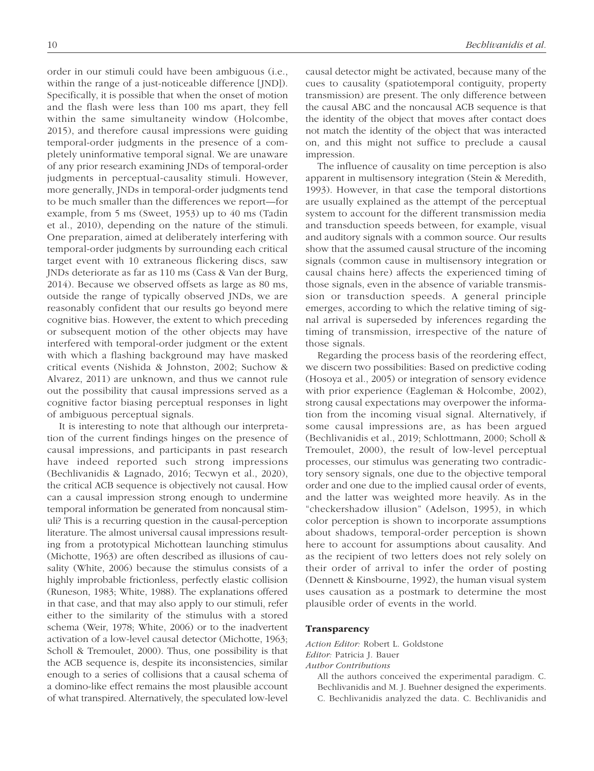order in our stimuli could have been ambiguous (i.e., within the range of a just-noticeable difference [JND]). Specifically, it is possible that when the onset of motion and the flash were less than 100 ms apart, they fell within the same simultaneity window (Holcombe, 2015), and therefore causal impressions were guiding temporal-order judgments in the presence of a completely uninformative temporal signal. We are unaware of any prior research examining JNDs of temporal-order judgments in perceptual-causality stimuli. However, more generally, JNDs in temporal-order judgments tend to be much smaller than the differences we report—for example, from 5 ms (Sweet, 1953) up to 40 ms (Tadin et al., 2010), depending on the nature of the stimuli. One preparation, aimed at deliberately interfering with temporal-order judgments by surrounding each critical target event with 10 extraneous flickering discs, saw JNDs deteriorate as far as 110 ms (Cass & Van der Burg, 2014). Because we observed offsets as large as 80 ms, outside the range of typically observed JNDs, we are reasonably confident that our results go beyond mere cognitive bias. However, the extent to which preceding or subsequent motion of the other objects may have interfered with temporal-order judgment or the extent with which a flashing background may have masked critical events (Nishida & Johnston, 2002; Suchow & Alvarez, 2011) are unknown, and thus we cannot rule out the possibility that causal impressions served as a cognitive factor biasing perceptual responses in light of ambiguous perceptual signals.

It is interesting to note that although our interpretation of the current findings hinges on the presence of causal impressions, and participants in past research have indeed reported such strong impressions (Bechlivanidis & Lagnado, 2016; Tecwyn et al., 2020), the critical ACB sequence is objectively not causal. How can a causal impression strong enough to undermine temporal information be generated from noncausal stimuli? This is a recurring question in the causal-perception literature. The almost universal causal impressions resulting from a prototypical Michottean launching stimulus (Michotte, 1963) are often described as illusions of causality (White, 2006) because the stimulus consists of a highly improbable frictionless, perfectly elastic collision (Runeson, 1983; White, 1988). The explanations offered in that case, and that may also apply to our stimuli, refer either to the similarity of the stimulus with a stored schema (Weir, 1978; White, 2006) or to the inadvertent activation of a low-level causal detector (Michotte, 1963; Scholl & Tremoulet, 2000). Thus, one possibility is that the ACB sequence is, despite its inconsistencies, similar enough to a series of collisions that a causal schema of a domino-like effect remains the most plausible account of what transpired. Alternatively, the speculated low-level causal detector might be activated, because many of the cues to causality (spatiotemporal contiguity, property transmission) are present. The only difference between the causal ABC and the noncausal ACB sequence is that the identity of the object that moves after contact does not match the identity of the object that was interacted on, and this might not suffice to preclude a causal impression.

The influence of causality on time perception is also apparent in multisensory integration (Stein & Meredith, 1993). However, in that case the temporal distortions are usually explained as the attempt of the perceptual system to account for the different transmission media and transduction speeds between, for example, visual and auditory signals with a common source. Our results show that the assumed causal structure of the incoming signals (common cause in multisensory integration or causal chains here) affects the experienced timing of those signals, even in the absence of variable transmission or transduction speeds. A general principle emerges, according to which the relative timing of signal arrival is superseded by inferences regarding the timing of transmission, irrespective of the nature of those signals.

Regarding the process basis of the reordering effect, we discern two possibilities: Based on predictive coding (Hosoya et al., 2005) or integration of sensory evidence with prior experience (Eagleman & Holcombe, 2002), strong causal expectations may overpower the information from the incoming visual signal. Alternatively, if some causal impressions are, as has been argued (Bechlivanidis et al., 2019; Schlottmann, 2000; Scholl & Tremoulet, 2000), the result of low-level perceptual processes, our stimulus was generating two contradictory sensory signals, one due to the objective temporal order and one due to the implied causal order of events, and the latter was weighted more heavily. As in the "checkershadow illusion" (Adelson, 1995), in which color perception is shown to incorporate assumptions about shadows, temporal-order perception is shown here to account for assumptions about causality. And as the recipient of two letters does not rely solely on their order of arrival to infer the order of posting (Dennett & Kinsbourne, 1992), the human visual system uses causation as a postmark to determine the most plausible order of events in the world.

## Transparency

*Action Editor:* Robert L. Goldstone
*Editor:* Patricia J. Bauer
*Author Contributions*

All the authors conceived the experimental paradigm. C. Bechlivanidis and M. J. Buehner designed the experiments. C. Bechlivanidis analyzed the data. C. Bechlivanidis and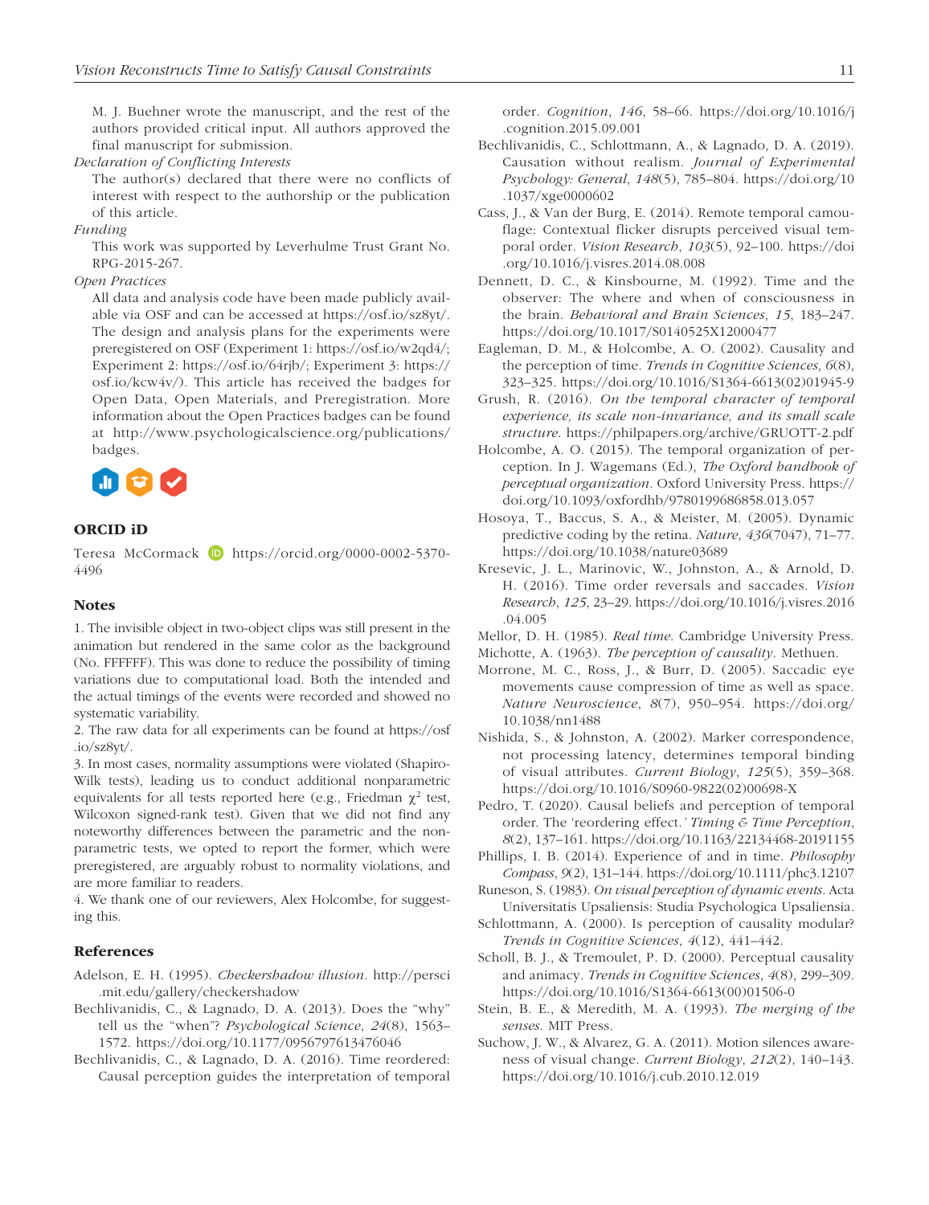M. J. Buehner wrote the manuscript, and the rest of the authors provided critical input. All authors approved the final manuscript for submission.

*Declaration of Conflicting Interests*

The author(s) declared that there were no conflicts of interest with respect to the authorship or the publication of this article.

*Funding*

This work was supported by Leverhulme Trust Grant No. RPG-2015-267.

*Open Practices*

All data and analysis code have been made publicly available via OSF and can be accessed at https://osf.io/sz8yt/. The design and analysis plans for the experiments were preregistered on OSF (Experiment 1: https://osf.io/w2qd4/; Experiment 2: https://osf.io/64rjb/; Experiment 3: https://osf.io/kcw4v/). This article has received the badges for Open Data, Open Materials, and Preregistration. More information about the Open Practices badges can be found at http://www.psychologicalscience.org/publications/badges.

## ORCID iD

Teresa McCormack https://orcid.org/0000-0002-5370-4496

## Notes

1. The invisible object in two-object clips was still present in the animation but rendered in the same color as the background (No. FFFFFF). This was done to reduce the possibility of timing variations due to computational load. Both the intended and the actual timings of the events were recorded and showed no systematic variability.
2. The raw data for all experiments can be found at https://osf.io/sz8yt/.
3. In most cases, normality assumptions were violated (Shapiro-Wilk tests), leading us to conduct additional nonparametric equivalents for all tests reported here (e.g., Friedman $\chi^2$ test, Wilcoxon signed-rank test). Given that we did not find any noteworthy differences between the parametric and the nonparametric tests, we opted to report the former, which were preregistered, are arguably robust to normality violations, and are more familiar to readers.
4. We thank one of our reviewers, Alex Holcombe, for suggesting this.

## References

Adelson, E. H. (1995). *Checkershadow illusion*. http://persci.mit.edu/gallery/checkershadow

Bechlivanidis, C., & Lagnado, D. A. (2013). Does the "why" tell us the "when"? *Psychological Science*, *24*(8), 1563–1572. https://doi.org/10.1177/0956797613476046

Bechlivanidis, C., & Lagnado, D. A. (2016). Time reordered: Causal perception guides the interpretation of temporal order. *Cognition*, *146*, 58–66. https://doi.org/10.1016/j.cognition.2015.09.001

Bechlivanidis, C., Schlottmann, A., & Lagnado, D. A. (2019). Causation without realism. *Journal of Experimental Psychology: General*, *148*(5), 785–804. https://doi.org/10.1037/xge0000602

Cass, J., & Van der Burg, E. (2014). Remote temporal camouflage: Contextual flicker disrupts perceived visual temporal order. *Vision Research*, *103*(5), 92–100. https://doi.org/10.1016/j.visres.2014.08.008

Dennett, D. C., & Kinsbourne, M. (1992). Time and the observer: The where and when of consciousness in the brain. *Behavioral and Brain Sciences*, *15*, 183–247. https://doi.org/10.1017/S0140525X12000477

Eagleman, D. M., & Holcombe, A. O. (2002). Causality and the perception of time. *Trends in Cognitive Sciences*, *6*(8), 323–325. https://doi.org/10.1016/S1364-6613(02)01945-9

Grush, R. (2016). *On the temporal character of temporal experience, its scale non-invariance, and its small scale structure*. https://philpapers.org/archive/GRUOTT-2.pdf

Holcombe, A. O. (2015). The temporal organization of perception. In J. Wagemans (Ed.), *The Oxford handbook of perceptual organization*. Oxford University Press. https://doi.org/10.1093/oxfordhb/9780199686858.013.057

Hosoya, T., Baccus, S. A., & Meister, M. (2005). Dynamic predictive coding by the retina. *Nature*, *436*(7047), 71–77. https://doi.org/10.1038/nature03689

Kresevic, J. L., Marinovic, W., Johnston, A., & Arnold, D. H. (2016). Time order reversals and saccades. *Vision Research*, *125*, 23–29. https://doi.org/10.1016/j.visres.2016.04.005

Mellor, D. H. (1985). *Real time*. Cambridge University Press.

Michotte, A. (1963). *The perception of causality*. Methuen.

Morrone, M. C., Ross, J., & Burr, D. (2005). Saccadic eye movements cause compression of time as well as space. *Nature Neuroscience*, *8*(7), 950–954. https://doi.org/10.1038/nn1488

Nishida, S., & Johnston, A. (2002). Marker correspondence, not processing latency, determines temporal binding of visual attributes. *Current Biology*, *125*(5), 359–368. https://doi.org/10.1016/S0960-9822(02)00698-X

Pedro, T. (2020). Causal beliefs and perception of temporal order. The 'reordering effect.' *Timing & Time Perception*, *8*(2), 137–161. https://doi.org/10.1163/22134468-20191155

Phillips, I. B. (2014). Experience of and in time. *Philosophy Compass*, *9*(2), 131–144. https://doi.org/10.1111/phc3.12107

Runeson, S. (1983). *On visual perception of dynamic events*. Acta Universitatis Upsaliensis: Studia Psychologica Upsaliensia.

Schlottmann, A. (2000). Is perception of causality modular? *Trends in Cognitive Sciences*, *4*(12), 441–442.

Scholl, B. J., & Tremoulet, P. D. (2000). Perceptual causality and animacy. *Trends in Cognitive Sciences*, *4*(8), 299–309. https://doi.org/10.1016/S1364-6613(00)01506-0

Stein, B. E., & Meredith, M. A. (1993). *The merging of the senses*. MIT Press.

Suchow, J. W., & Alvarez, G. A. (2011). Motion silences awareness of visual change. *Current Biology*, *212*(2), 140–143. https://doi.org/10.1016/j.cub.2010.12.019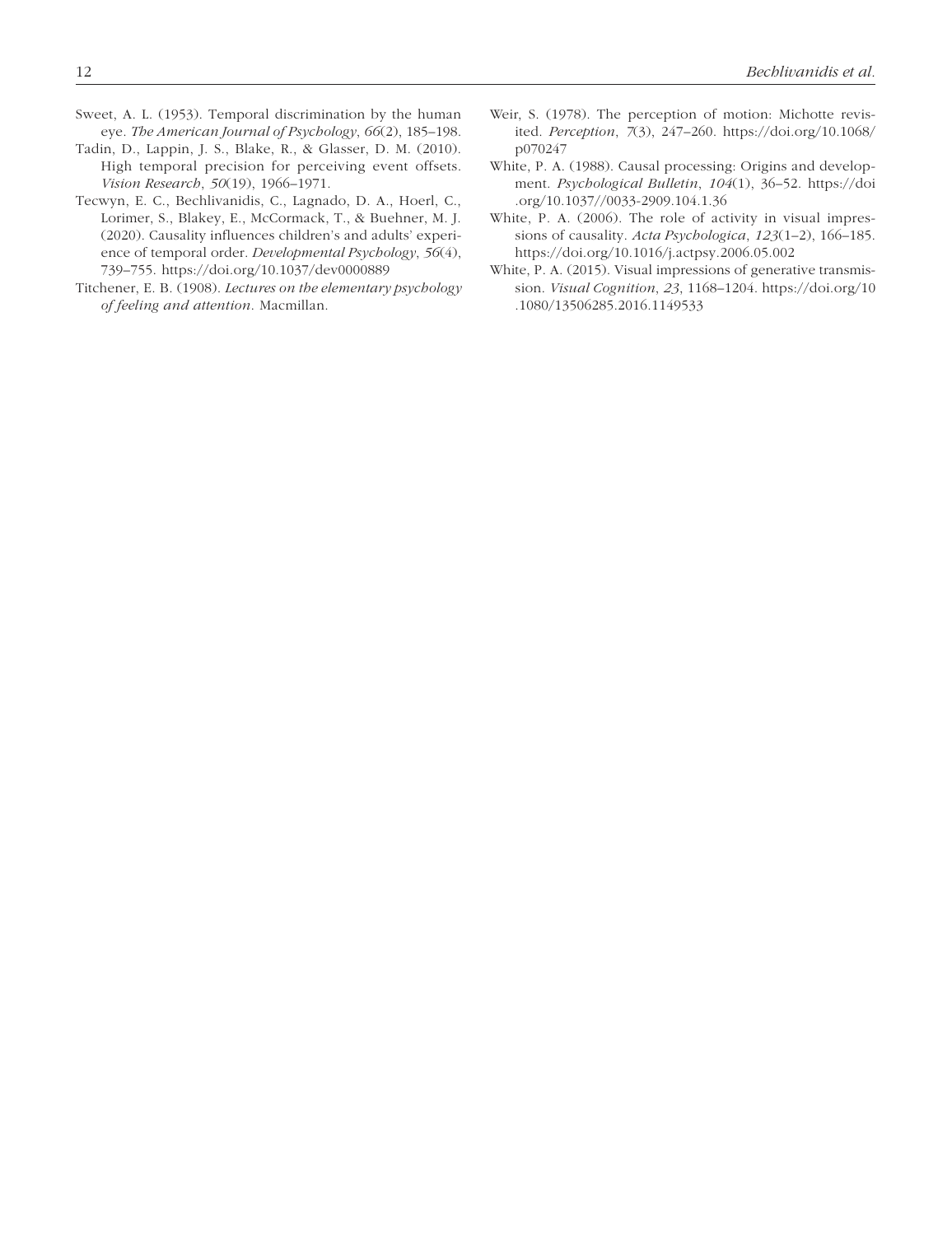Sweet, A. L. (1953). Temporal discrimination by the human eye. *The American Journal of Psychology*, *66*(2), 185–198.

Tadin, D., Lappin, J. S., Blake, R., & Glasser, D. M. (2010). High temporal precision for perceiving event offsets. *Vision Research*, *50*(19), 1966–1971.

Tecwyn, E. C., Bechlivanidis, C., Lagnado, D. A., Hoerl, C., Lorimer, S., Blakey, E., McCormack, T., & Buehner, M. J. (2020). Causality influences children's and adults' experience of temporal order. *Developmental Psychology*, *56*(4), 739–755. https://doi.org/10.1037/dev0000889

Titchener, E. B. (1908). *Lectures on the elementary psychology of feeling and attention*. Macmillan.

Weir, S. (1978). The perception of motion: Michotte revisited. *Perception*, *7*(3), 247–260. https://doi.org/10.1068/p070247

White, P. A. (1988). Causal processing: Origins and development. *Psychological Bulletin*, *104*(1), 36–52. https://doi.org/10.1037//0033-2909.104.1.36

White, P. A. (2006). The role of activity in visual impressions of causality. *Acta Psychologica*, *123*(1–2), 166–185. https://doi.org/10.1016/j.actpsy.2006.05.002

White, P. A. (2015). Visual impressions of generative transmission. *Visual Cognition*, *23*, 1168–1204. https://doi.org/10.1080/13506285.2016.1149533